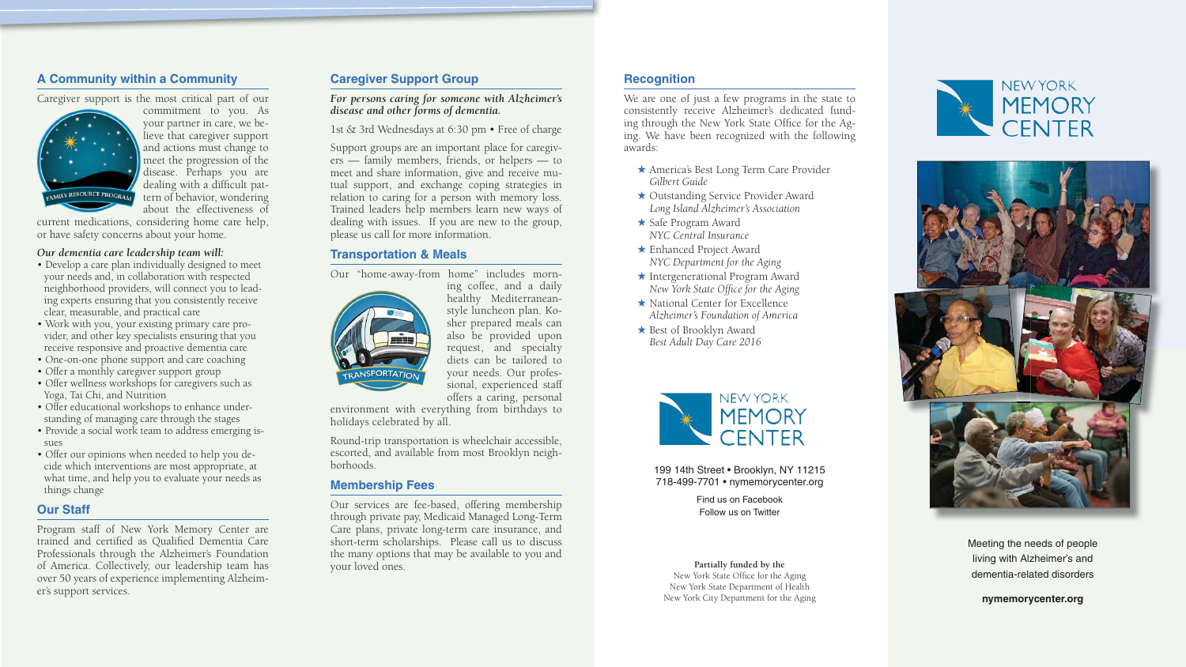## A Community within a Community

Caregiver support is the most critical part of our commitment to you. As your partner in care, we believe that caregiver support and actions must change to meet the progression of the disease. Perhaps you are dealing with a difficult pattern of behavior, wondering about the effectiveness of current medications, considering home care help, or have safety concerns about your home.

FAMILY RESOURCE PROGRAM

*Our dementia care leadership team will:*

- Develop a care plan individually designed to meet your needs and, in collaboration with respected neighborhood providers, will connect you to leading experts ensuring that you consistently receive clear, measurable, and practical care
- Work with you, your existing primary care provider, and other key specialists ensuring that you receive responsive and proactive dementia care
- One-on-one phone support and care coaching
- Offer a monthly caregiver support group
- Offer wellness workshops for caregivers such as Yoga, Tai Chi, and Nutrition
- Offer educational workshops to enhance understanding of managing care through the stages
- Provide a social work team to address emerging issues
- Offer our opinions when needed to help you decide which interventions are most appropriate, at what time, and help you to evaluate your needs as things change

## Our Staff

Program staff of New York Memory Center are trained and certified as Qualified Dementia Care Professionals through the Alzheimer's Foundation of America. Collectively, our leadership team has over 50 years of experience implementing Alzheimer's support services.

## Caregiver Support Group

***For persons caring for someone with Alzheimer's disease and other forms of dementia.***

1st & 3rd Wednesdays at 6:30 pm • Free of charge

Support groups are an important place for caregivers — family members, friends, or helpers — to meet and share information, give and receive mutual support, and exchange coping strategies in relation to caring for a person with memory loss. Trained leaders help members learn new ways of dealing with issues. If you are new to the group, please us call for more information.

## Transportation & Meals

Our "home-away-from home" includes morning coffee, and a daily healthy Mediterranean-style luncheon plan. Kosher prepared meals can also be provided upon request, and specialty diets can be tailored to your needs. Our professional, experienced staff offers a caring, personal environment with everything from birthdays to holidays celebrated by all.

TRANSPORTATION

Round-trip transportation is wheelchair accessible, escorted, and available from most Brooklyn neighborhoods.

## Membership Fees

Our services are fee-based, offering membership through private pay, Medicaid Managed Long-Term Care plans, private long-term care insurance, and short-term scholarships. Please call us to discuss the many options that may be available to you and your loved ones.

## Recognition

We are one of just a few programs in the state to consistently receive Alzheimer's dedicated funding through the New York State Office for the Aging. We have been recognized with the following awards:

- ★ America's Best Long Term Care Provider
  *Gilbert Guide*
- ★ Outstanding Service Provider Award
  *Long Island Alzheimer's Association*
- ★ Safe Program Award
  *NYC Central Insurance*
- ★ Enhanced Project Award
  *NYC Department for the Aging*
- ★ Intergenerational Program Award
  *New York State Office for the Aging*
- ★ National Center for Excellence
  *Alzheimer's Foundation of America*
- ★ Best of Brooklyn Award
  *Best Adult Day Care 2016*

NEW YORK MEMORY CENTER

199 14th Street • Brooklyn, NY 11215
718-499-7701 • nymemorycenter.org

Find us on Facebook
Follow us on Twitter

**Partially funded by the**
New York State Office for the Aging
New York State Department of Health
New York City Department for the Aging

# NEW YORK MEMORY CENTER

Meeting the needs of people living with Alzheimer's and dementia-related disorders

**nymemorycenter.org**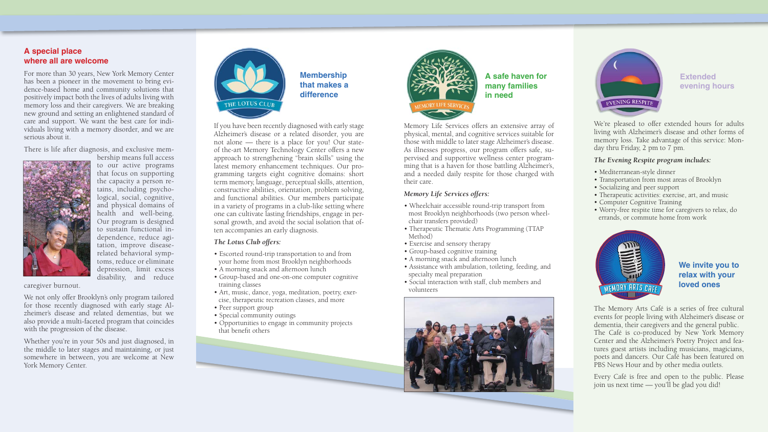## A special place where all are welcome

For more than 30 years, New York Memory Center has been a pioneer in the movement to bring evidence-based home and community solutions that positively impact both the lives of adults living with memory loss and their caregivers. We are breaking new ground and setting an enlightened standard of care and support. We want the best care for individuals living with a memory disorder, and we are serious about it.

There is life after diagnosis, and exclusive membership means full access to our active programs that focus on supporting the capacity a person retains, including psychological, social, cognitive, and physical domains of health and well-being. Our program is designed to sustain functional independence, reduce agitation, improve disease-related behavioral symptoms, reduce or eliminate depression, limit excess disability, and reduce caregiver burnout.

We not only offer Brooklyn's only program tailored for those recently diagnosed with early stage Alzheimer's disease and related dementias, but we also provide a multi-faceted program that coincides with the progression of the disease.

Whether you're in your 50s and just diagnosed, in the middle to later stages and maintaining, or just somewhere in between, you are welcome at New York Memory Center.

THE LOTUS CLUB

## Membership that makes a difference

If you have been recently diagnosed with early stage Alzheimer's disease or a related disorder, you are not alone — there is a place for you! Our state-of the-art Memory Technology Center offers a new approach to strengthening "brain skills" using the latest memory enhancement techniques. Our programming targets eight cognitive domains: short term memory, language, perceptual skills, attention, constructive abilities, orientation, problem solving, and functional abilities. Our members participate in a variety of programs in a club-like setting where one can cultivate lasting friendships, engage in personal growth, and avoid the social isolation that often accompanies an early diagnosis.

*The Lotus Club offers:*

- Escorted round-trip transportation to and from your home from most Brooklyn neighborhoods
- A morning snack and afternoon lunch
- Group-based and one-on-one computer cognitive training classes
- Art, music, dance, yoga, meditation, poetry, exercise, therapeutic recreation classes, and more
- Peer support group
- Special community outings
- Opportunities to engage in community projects that benefit others

MEMORY LIFE SERVICES

## A safe haven for many families in need

Memory Life Services offers an extensive array of physical, mental, and cognitive services suitable for those with middle to later stage Alzheimer's disease. As illnesses progress, our program offers safe, supervised and supportive wellness center programming that is a haven for those battling Alzheimer's, and a needed daily respite for those charged with their care.

*Memory Life Services offers:*

- Wheelchair accessible round-trip transport from most Brooklyn neighborhoods (two person wheelchair transfers provided)
- Therapeutic Thematic Arts Programming (TTAP Method)
- Exercise and sensory therapy
- Group-based cognitive training
- A morning snack and afternoon lunch
- Assistance with ambulation, toileting, feeding, and specialty meal preparation
- Social interaction with staff, club members and volunteers

EVENING RESPITE

## Extended evening hours

We're pleased to offer extended hours for adults living with Alzheimer's disease and other forms of memory loss. Take advantage of this service: Monday thru Friday, 2 pm to 7 pm.

*The Evening Respite program includes:*

- Mediterranean-style dinner
- Transportation from most areas of Brooklyn
- Socializing and peer support
- Therapeutic activities: exercise, art, and music
- Computer Cognitive Training
- Worry-free respite time for caregivers to relax, do errands, or commute home from work

MEMORY ARTS CAFE

## We invite you to relax with your loved ones

The Memory Arts Café is a series of free cultural events for people living with Alzheimer's disease or dementia, their caregivers and the general public. The Café is co-produced by New York Memory Center and the Alzheimer's Poetry Project and features guest artists including musicians, magicians, poets and dancers. Our Café has been featured on PBS News Hour and by other media outlets.

Every Café is free and open to the public. Please join us next time — you'll be glad you did!